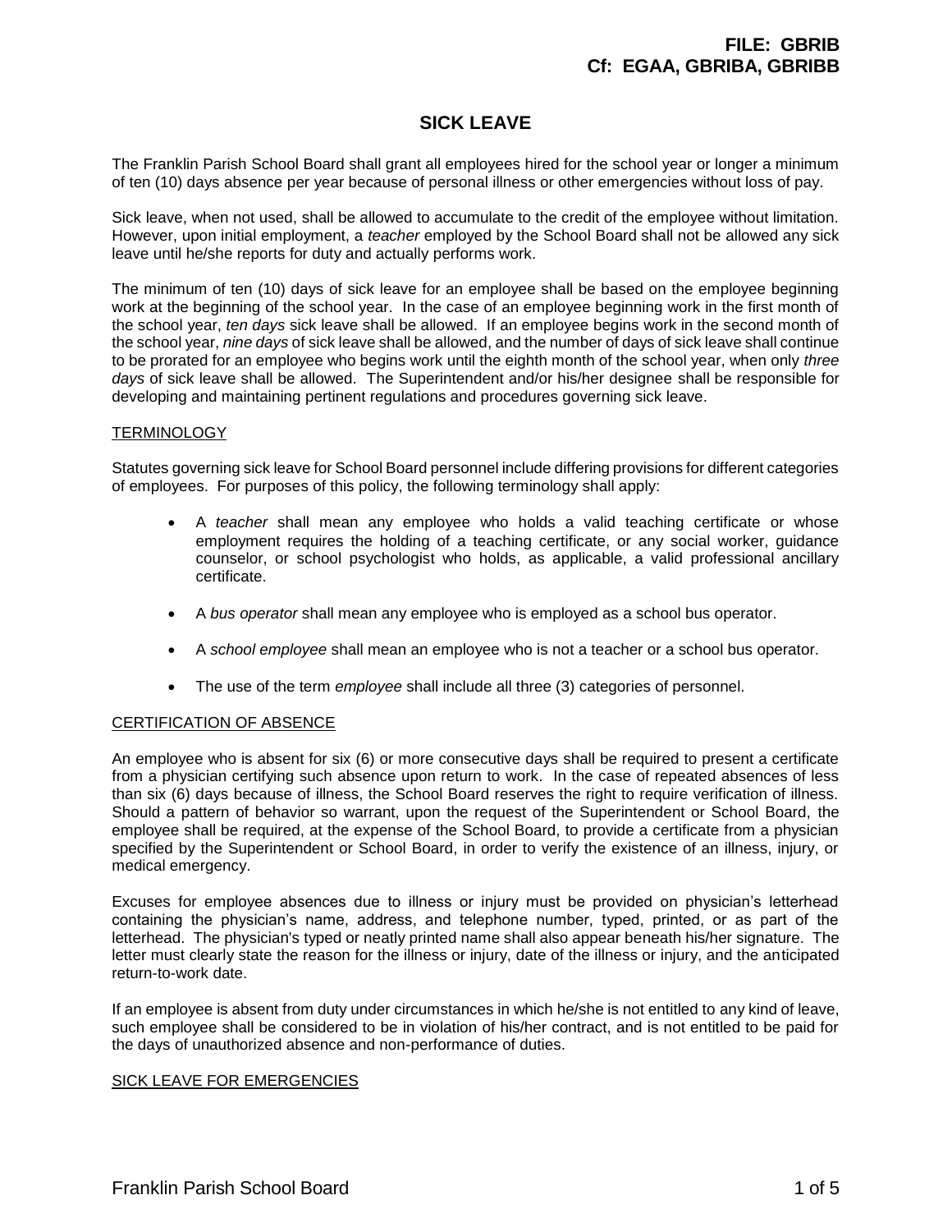FILE: GBRIB
Cf: EGAA, GBRIBA, GBRIBB

# SICK LEAVE

The Franklin Parish School Board shall grant all employees hired for the school year or longer a minimum of ten (10) days absence per year because of personal illness or other emergencies without loss of pay.

Sick leave, when not used, shall be allowed to accumulate to the credit of the employee without limitation. However, upon initial employment, a *teacher* employed by the School Board shall not be allowed any sick leave until he/she reports for duty and actually performs work.

The minimum of ten (10) days of sick leave for an employee shall be based on the employee beginning work at the beginning of the school year. In the case of an employee beginning work in the first month of the school year, *ten days* sick leave shall be allowed. If an employee begins work in the second month of the school year, *nine days* of sick leave shall be allowed, and the number of days of sick leave shall continue to be prorated for an employee who begins work until the eighth month of the school year, when only *three days* of sick leave shall be allowed. The Superintendent and/or his/her designee shall be responsible for developing and maintaining pertinent regulations and procedures governing sick leave.

## TERMINOLOGY

Statutes governing sick leave for School Board personnel include differing provisions for different categories of employees. For purposes of this policy, the following terminology shall apply:

- A *teacher* shall mean any employee who holds a valid teaching certificate or whose employment requires the holding of a teaching certificate, or any social worker, guidance counselor, or school psychologist who holds, as applicable, a valid professional ancillary certificate.
- A *bus operator* shall mean any employee who is employed as a school bus operator.
- A *school employee* shall mean an employee who is not a teacher or a school bus operator.
- The use of the term *employee* shall include all three (3) categories of personnel.

## CERTIFICATION OF ABSENCE

An employee who is absent for six (6) or more consecutive days shall be required to present a certificate from a physician certifying such absence upon return to work. In the case of repeated absences of less than six (6) days because of illness, the School Board reserves the right to require verification of illness. Should a pattern of behavior so warrant, upon the request of the Superintendent or School Board, the employee shall be required, at the expense of the School Board, to provide a certificate from a physician specified by the Superintendent or School Board, in order to verify the existence of an illness, injury, or medical emergency.

Excuses for employee absences due to illness or injury must be provided on physician's letterhead containing the physician's name, address, and telephone number, typed, printed, or as part of the letterhead. The physician's typed or neatly printed name shall also appear beneath his/her signature. The letter must clearly state the reason for the illness or injury, date of the illness or injury, and the anticipated return-to-work date.

If an employee is absent from duty under circumstances in which he/she is not entitled to any kind of leave, such employee shall be considered to be in violation of his/her contract, and is not entitled to be paid for the days of unauthorized absence and non-performance of duties.

## SICK LEAVE FOR EMERGENCIES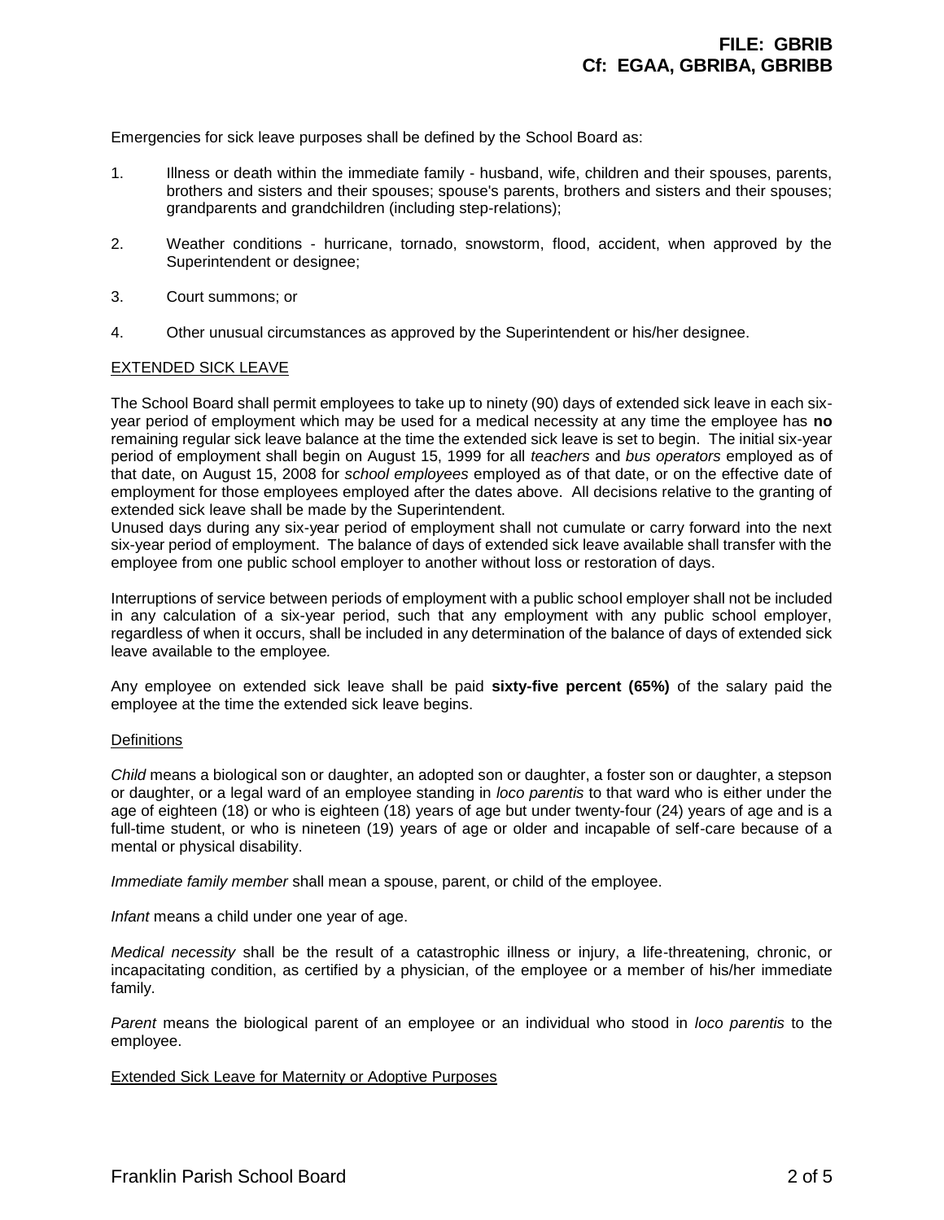Emergencies for sick leave purposes shall be defined by the School Board as:

1. Illness or death within the immediate family - husband, wife, children and their spouses, parents, brothers and sisters and their spouses; spouse's parents, brothers and sisters and their spouses; grandparents and grandchildren (including step-relations);

2. Weather conditions - hurricane, tornado, snowstorm, flood, accident, when approved by the Superintendent or designee;

3. Court summons; or

4. Other unusual circumstances as approved by the Superintendent or his/her designee.

## EXTENDED SICK LEAVE

The School Board shall permit employees to take up to ninety (90) days of extended sick leave in each six-year period of employment which may be used for a medical necessity at any time the employee has **no** remaining regular sick leave balance at the time the extended sick leave is set to begin. The initial six-year period of employment shall begin on August 15, 1999 for all *teachers* and *bus operators* employed as of that date, on August 15, 2008 for *school employees* employed as of that date, or on the effective date of employment for those employees employed after the dates above. All decisions relative to the granting of extended sick leave shall be made by the Superintendent.
Unused days during any six-year period of employment shall not cumulate or carry forward into the next six-year period of employment. The balance of days of extended sick leave available shall transfer with the employee from one public school employer to another without loss or restoration of days.

Interruptions of service between periods of employment with a public school employer shall not be included in any calculation of a six-year period, such that any employment with any public school employer, regardless of when it occurs, shall be included in any determination of the balance of days of extended sick leave available to the employee.

Any employee on extended sick leave shall be paid **sixty-five percent (65%)** of the salary paid the employee at the time the extended sick leave begins.

### Definitions

*Child* means a biological son or daughter, an adopted son or daughter, a foster son or daughter, a stepson or daughter, or a legal ward of an employee standing in *loco parentis* to that ward who is either under the age of eighteen (18) or who is eighteen (18) years of age but under twenty-four (24) years of age and is a full-time student, or who is nineteen (19) years of age or older and incapable of self-care because of a mental or physical disability.

*Immediate family member* shall mean a spouse, parent, or child of the employee.

*Infant* means a child under one year of age.

*Medical necessity* shall be the result of a catastrophic illness or injury, a life-threatening, chronic, or incapacitating condition, as certified by a physician, of the employee or a member of his/her immediate family.

*Parent* means the biological parent of an employee or an individual who stood in *loco parentis* to the employee.

### Extended Sick Leave for Maternity or Adoptive Purposes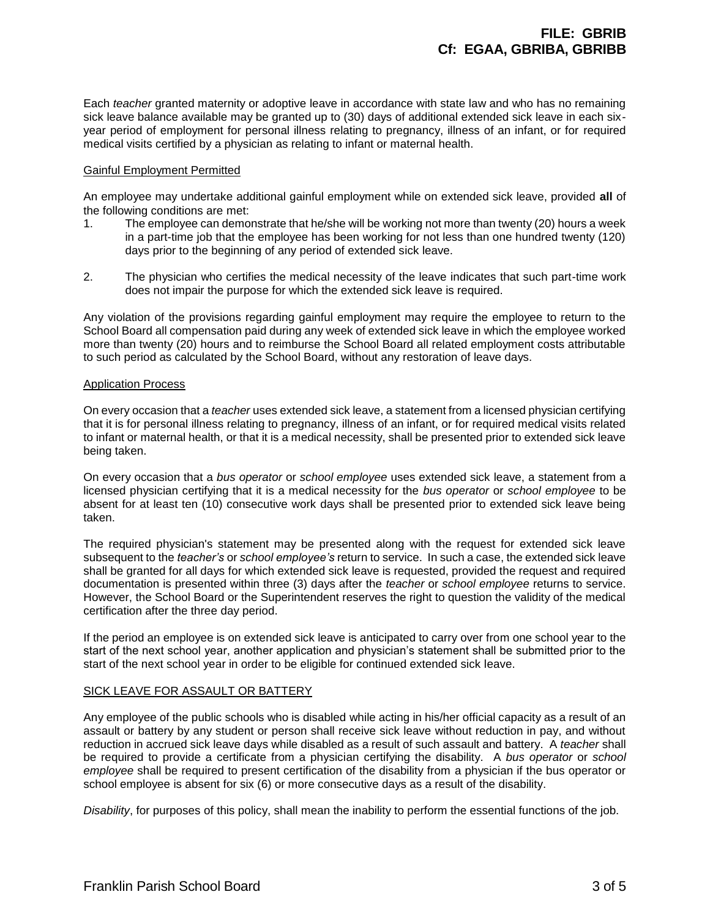Each *teacher* granted maternity or adoptive leave in accordance with state law and who has no remaining sick leave balance available may be granted up to (30) days of additional extended sick leave in each six-year period of employment for personal illness relating to pregnancy, illness of an infant, or for required medical visits certified by a physician as relating to infant or maternal health.

Gainful Employment Permitted

An employee may undertake additional gainful employment while on extended sick leave, provided **all** of the following conditions are met:

1. The employee can demonstrate that he/she will be working not more than twenty (20) hours a week in a part-time job that the employee has been working for not less than one hundred twenty (120) days prior to the beginning of any period of extended sick leave.
2. The physician who certifies the medical necessity of the leave indicates that such part-time work does not impair the purpose for which the extended sick leave is required.

Any violation of the provisions regarding gainful employment may require the employee to return to the School Board all compensation paid during any week of extended sick leave in which the employee worked more than twenty (20) hours and to reimburse the School Board all related employment costs attributable to such period as calculated by the School Board, without any restoration of leave days.

Application Process

On every occasion that a *teacher* uses extended sick leave, a statement from a licensed physician certifying that it is for personal illness relating to pregnancy, illness of an infant, or for required medical visits related to infant or maternal health, or that it is a medical necessity, shall be presented prior to extended sick leave being taken.

On every occasion that a *bus operator* or *school employee* uses extended sick leave, a statement from a licensed physician certifying that it is a medical necessity for the *bus operator* or *school employee* to be absent for at least ten (10) consecutive work days shall be presented prior to extended sick leave being taken.

The required physician's statement may be presented along with the request for extended sick leave subsequent to the *teacher's* or *school employee's* return to service. In such a case, the extended sick leave shall be granted for all days for which extended sick leave is requested, provided the request and required documentation is presented within three (3) days after the *teacher* or *school employee* returns to service. However, the School Board or the Superintendent reserves the right to question the validity of the medical certification after the three day period.

If the period an employee is on extended sick leave is anticipated to carry over from one school year to the start of the next school year, another application and physician's statement shall be submitted prior to the start of the next school year in order to be eligible for continued extended sick leave.

SICK LEAVE FOR ASSAULT OR BATTERY

Any employee of the public schools who is disabled while acting in his/her official capacity as a result of an assault or battery by any student or person shall receive sick leave without reduction in pay, and without reduction in accrued sick leave days while disabled as a result of such assault and battery. A *teacher* shall be required to provide a certificate from a physician certifying the disability. A *bus operator* or *school employee* shall be required to present certification of the disability from a physician if the bus operator or school employee is absent for six (6) or more consecutive days as a result of the disability.

*Disability*, for purposes of this policy, shall mean the inability to perform the essential functions of the job.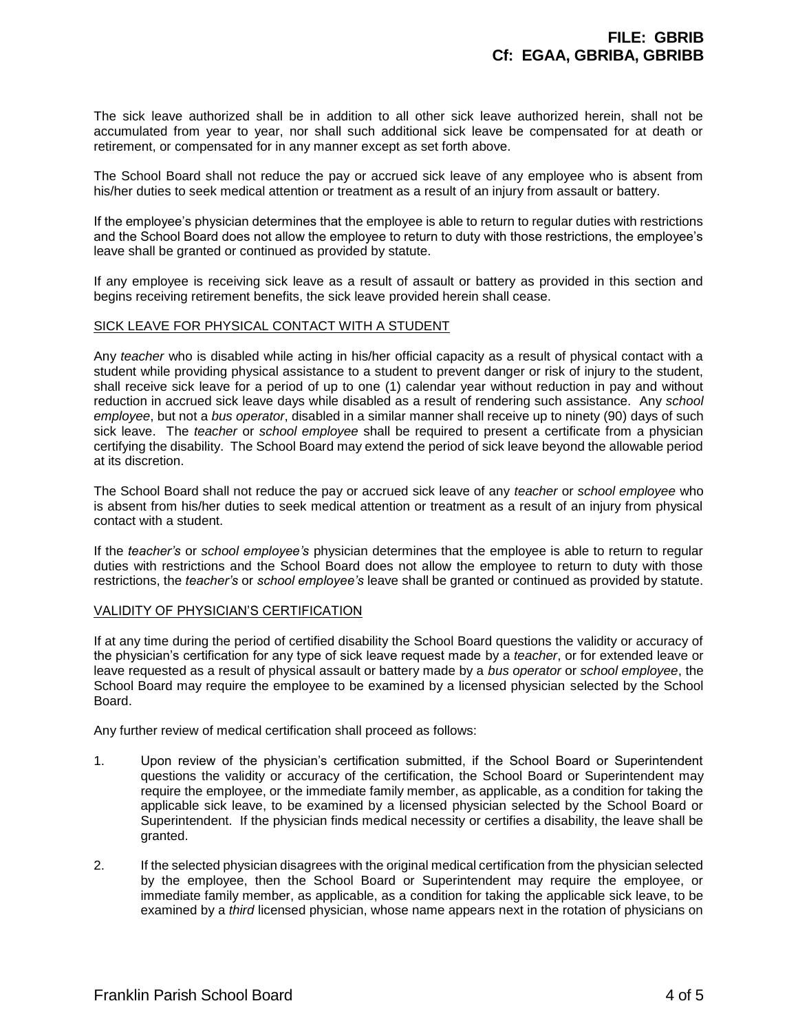The sick leave authorized shall be in addition to all other sick leave authorized herein, shall not be accumulated from year to year, nor shall such additional sick leave be compensated for at death or retirement, or compensated for in any manner except as set forth above.

The School Board shall not reduce the pay or accrued sick leave of any employee who is absent from his/her duties to seek medical attention or treatment as a result of an injury from assault or battery.

If the employee's physician determines that the employee is able to return to regular duties with restrictions and the School Board does not allow the employee to return to duty with those restrictions, the employee's leave shall be granted or continued as provided by statute.

If any employee is receiving sick leave as a result of assault or battery as provided in this section and begins receiving retirement benefits, the sick leave provided herein shall cease.

## SICK LEAVE FOR PHYSICAL CONTACT WITH A STUDENT

Any *teacher* who is disabled while acting in his/her official capacity as a result of physical contact with a student while providing physical assistance to a student to prevent danger or risk of injury to the student, shall receive sick leave for a period of up to one (1) calendar year without reduction in pay and without reduction in accrued sick leave days while disabled as a result of rendering such assistance. Any *school employee*, but not a *bus operator*, disabled in a similar manner shall receive up to ninety (90) days of such sick leave. The *teacher* or *school employee* shall be required to present a certificate from a physician certifying the disability. The School Board may extend the period of sick leave beyond the allowable period at its discretion.

The School Board shall not reduce the pay or accrued sick leave of any *teacher* or *school employee* who is absent from his/her duties to seek medical attention or treatment as a result of an injury from physical contact with a student.

If the *teacher's* or *school employee's* physician determines that the employee is able to return to regular duties with restrictions and the School Board does not allow the employee to return to duty with those restrictions, the *teacher's* or *school employee's* leave shall be granted or continued as provided by statute.

## VALIDITY OF PHYSICIAN'S CERTIFICATION

If at any time during the period of certified disability the School Board questions the validity or accuracy of the physician's certification for any type of sick leave request made by a *teacher*, or for extended leave or leave requested as a result of physical assault or battery made by a *bus operator* or *school employee*, the School Board may require the employee to be examined by a licensed physician selected by the School Board.

Any further review of medical certification shall proceed as follows:

1. Upon review of the physician's certification submitted, if the School Board or Superintendent questions the validity or accuracy of the certification, the School Board or Superintendent may require the employee, or the immediate family member, as applicable, as a condition for taking the applicable sick leave, to be examined by a licensed physician selected by the School Board or Superintendent. If the physician finds medical necessity or certifies a disability, the leave shall be granted.

2. If the selected physician disagrees with the original medical certification from the physician selected by the employee, then the School Board or Superintendent may require the employee, or immediate family member, as applicable, as a condition for taking the applicable sick leave, to be examined by a *third* licensed physician, whose name appears next in the rotation of physicians on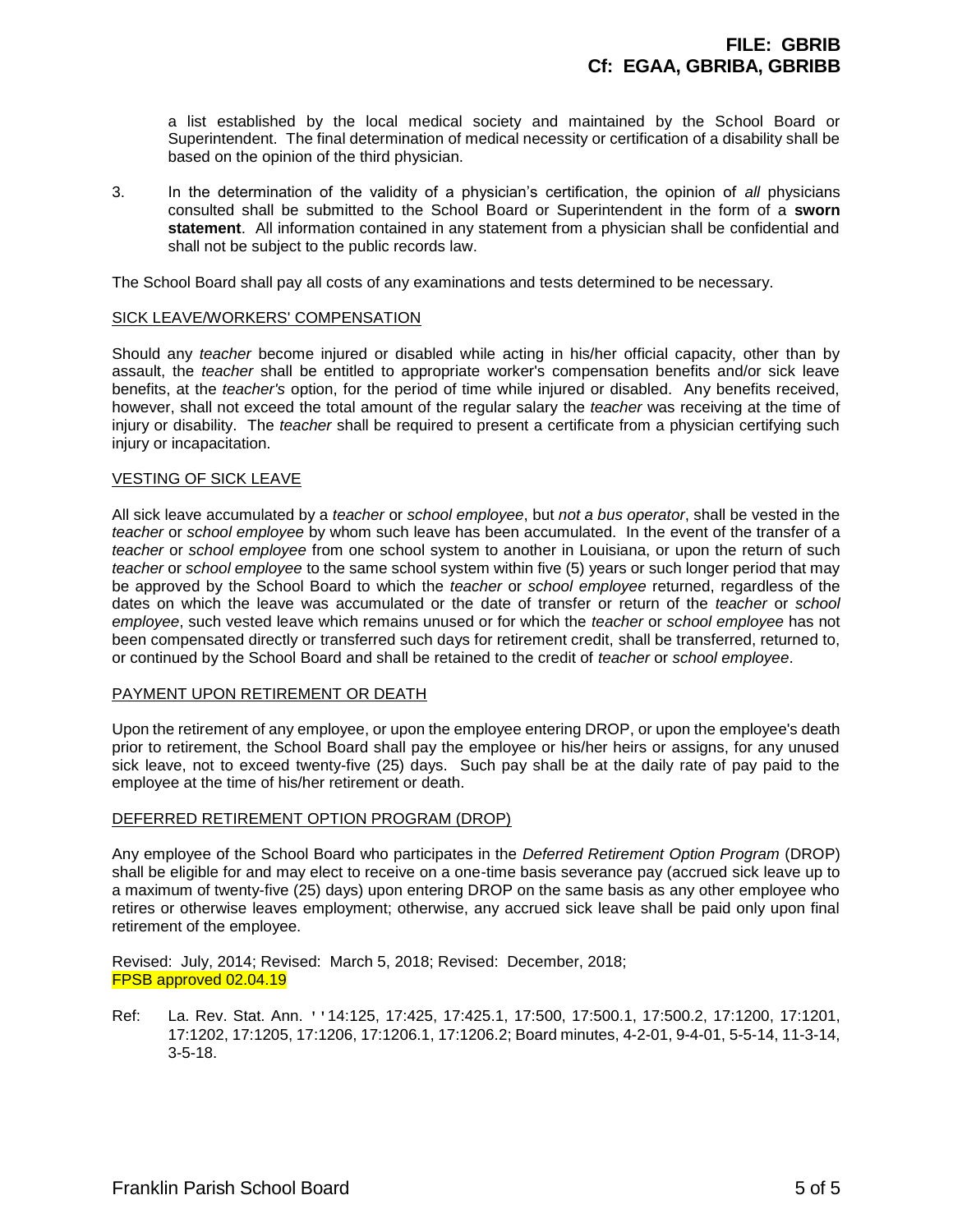a list established by the local medical society and maintained by the School Board or Superintendent. The final determination of medical necessity or certification of a disability shall be based on the opinion of the third physician.

3. In the determination of the validity of a physician's certification, the opinion of *all* physicians consulted shall be submitted to the School Board or Superintendent in the form of a **sworn statement**. All information contained in any statement from a physician shall be confidential and shall not be subject to the public records law.

The School Board shall pay all costs of any examinations and tests determined to be necessary.

SICK LEAVE/WORKERS' COMPENSATION

Should any *teacher* become injured or disabled while acting in his/her official capacity, other than by assault, the *teacher* shall be entitled to appropriate worker's compensation benefits and/or sick leave benefits, at the *teacher's* option, for the period of time while injured or disabled. Any benefits received, however, shall not exceed the total amount of the regular salary the *teacher* was receiving at the time of injury or disability. The *teacher* shall be required to present a certificate from a physician certifying such injury or incapacitation.

VESTING OF SICK LEAVE

All sick leave accumulated by a *teacher* or *school employee*, but *not a bus operator*, shall be vested in the *teacher* or *school employee* by whom such leave has been accumulated. In the event of the transfer of a *teacher* or *school employee* from one school system to another in Louisiana, or upon the return of such *teacher* or *school employee* to the same school system within five (5) years or such longer period that may be approved by the School Board to which the *teacher* or *school employee* returned, regardless of the dates on which the leave was accumulated or the date of transfer or return of the *teacher* or *school employee*, such vested leave which remains unused or for which the *teacher* or *school employee* has not been compensated directly or transferred such days for retirement credit, shall be transferred, returned to, or continued by the School Board and shall be retained to the credit of *teacher* or *school employee*.

PAYMENT UPON RETIREMENT OR DEATH

Upon the retirement of any employee, or upon the employee entering DROP, or upon the employee's death prior to retirement, the School Board shall pay the employee or his/her heirs or assigns, for any unused sick leave, not to exceed twenty-five (25) days. Such pay shall be at the daily rate of pay paid to the employee at the time of his/her retirement or death.

DEFERRED RETIREMENT OPTION PROGRAM (DROP)

Any employee of the School Board who participates in the *Deferred Retirement Option Program* (DROP) shall be eligible for and may elect to receive on a one-time basis severance pay (accrued sick leave up to a maximum of twenty-five (25) days) upon entering DROP on the same basis as any other employee who retires or otherwise leaves employment; otherwise, any accrued sick leave shall be paid only upon final retirement of the employee.

Revised: July, 2014; Revised: March 5, 2018; Revised: December, 2018;
FPSB approved 02.04.19

Ref: La. Rev. Stat. Ann. ''14:125, 17:425, 17:425.1, 17:500, 17:500.1, 17:500.2, 17:1200, 17:1201, 17:1202, 17:1205, 17:1206, 17:1206.1, 17:1206.2; Board minutes, 4-2-01, 9-4-01, 5-5-14, 11-3-14, 3-5-18.